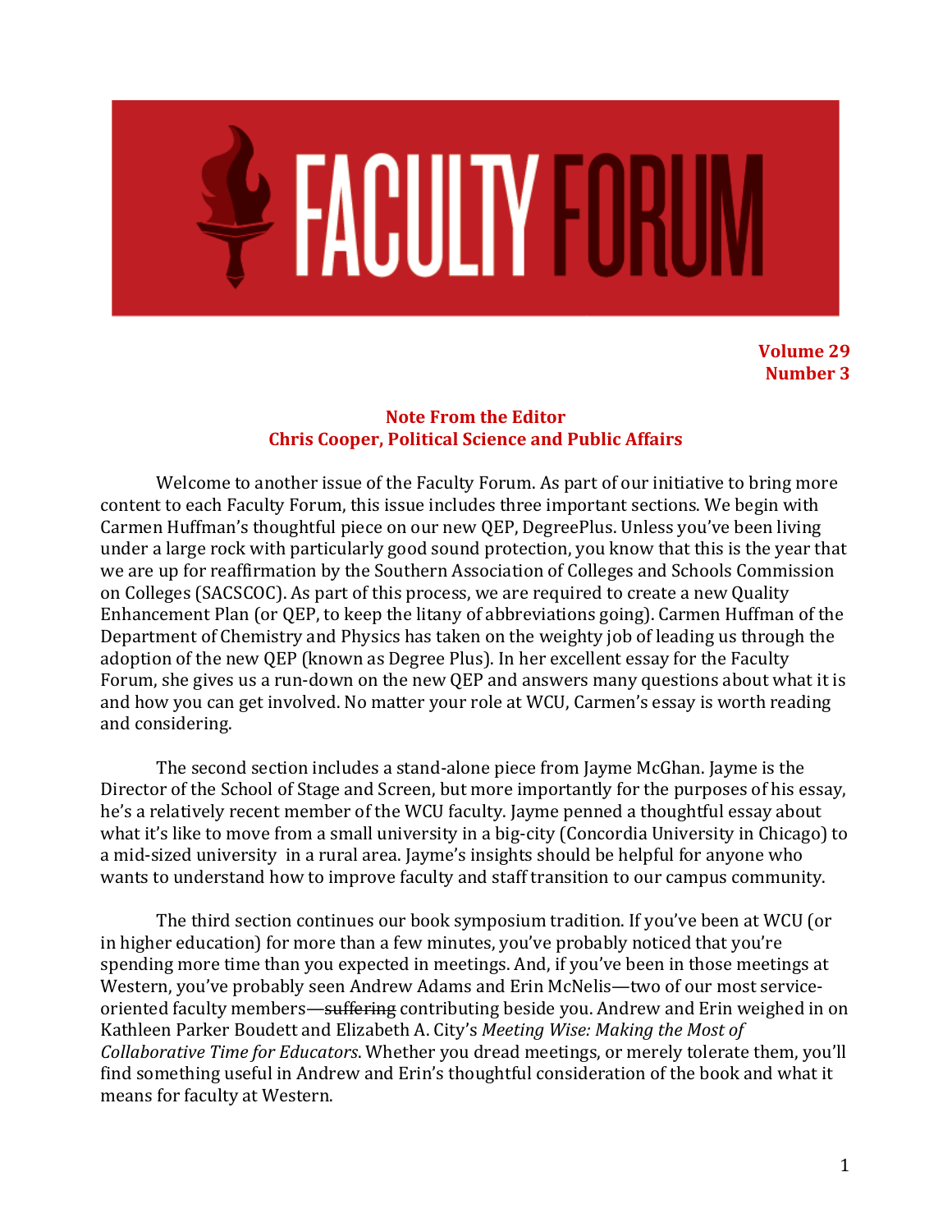# FACULTY FORUM

**Volume 29**
**Number 3**

## Note From the Editor
### Chris Cooper, Political Science and Public Affairs

Welcome to another issue of the Faculty Forum. As part of our initiative to bring more content to each Faculty Forum, this issue includes three important sections. We begin with Carmen Huffman's thoughtful piece on our new QEP, DegreePlus. Unless you've been living under a large rock with particularly good sound protection, you know that this is the year that we are up for reaffirmation by the Southern Association of Colleges and Schools Commission on Colleges (SACSCOC). As part of this process, we are required to create a new Quality Enhancement Plan (or QEP, to keep the litany of abbreviations going). Carmen Huffman of the Department of Chemistry and Physics has taken on the weighty job of leading us through the adoption of the new QEP (known as Degree Plus). In her excellent essay for the Faculty Forum, she gives us a run-down on the new QEP and answers many questions about what it is and how you can get involved. No matter your role at WCU, Carmen's essay is worth reading and considering.

The second section includes a stand-alone piece from Jayme McGhan. Jayme is the Director of the School of Stage and Screen, but more importantly for the purposes of his essay, he's a relatively recent member of the WCU faculty. Jayme penned a thoughtful essay about what it's like to move from a small university in a big-city (Concordia University in Chicago) to a mid-sized university in a rural area. Jayme's insights should be helpful for anyone who wants to understand how to improve faculty and staff transition to our campus community.

The third section continues our book symposium tradition. If you've been at WCU (or in higher education) for more than a few minutes, you've probably noticed that you're spending more time than you expected in meetings. And, if you've been in those meetings at Western, you've probably seen Andrew Adams and Erin McNelis—two of our most service-oriented faculty members—~~suffering~~ contributing beside you. Andrew and Erin weighed in on Kathleen Parker Boudett and Elizabeth A. City's *Meeting Wise: Making the Most of Collaborative Time for Educators*. Whether you dread meetings, or merely tolerate them, you'll find something useful in Andrew and Erin's thoughtful consideration of the book and what it means for faculty at Western.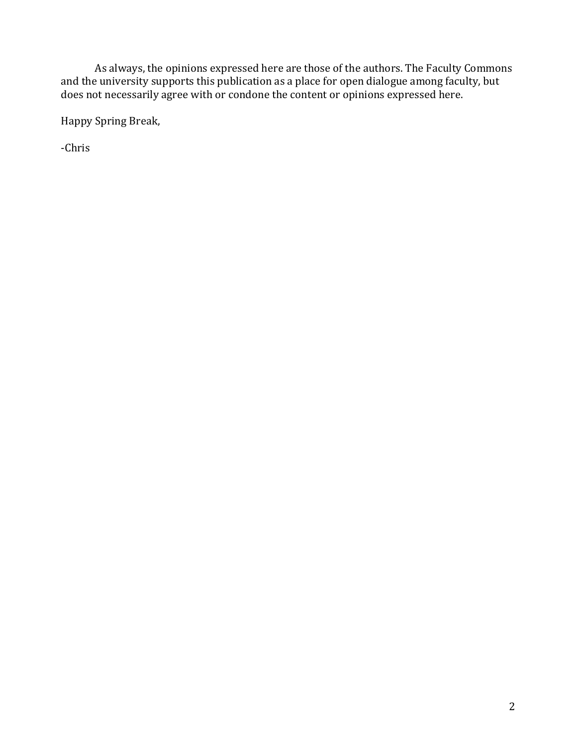As always, the opinions expressed here are those of the authors. The Faculty Commons and the university supports this publication as a place for open dialogue among faculty, but does not necessarily agree with or condone the content or opinions expressed here.

Happy Spring Break,

-Chris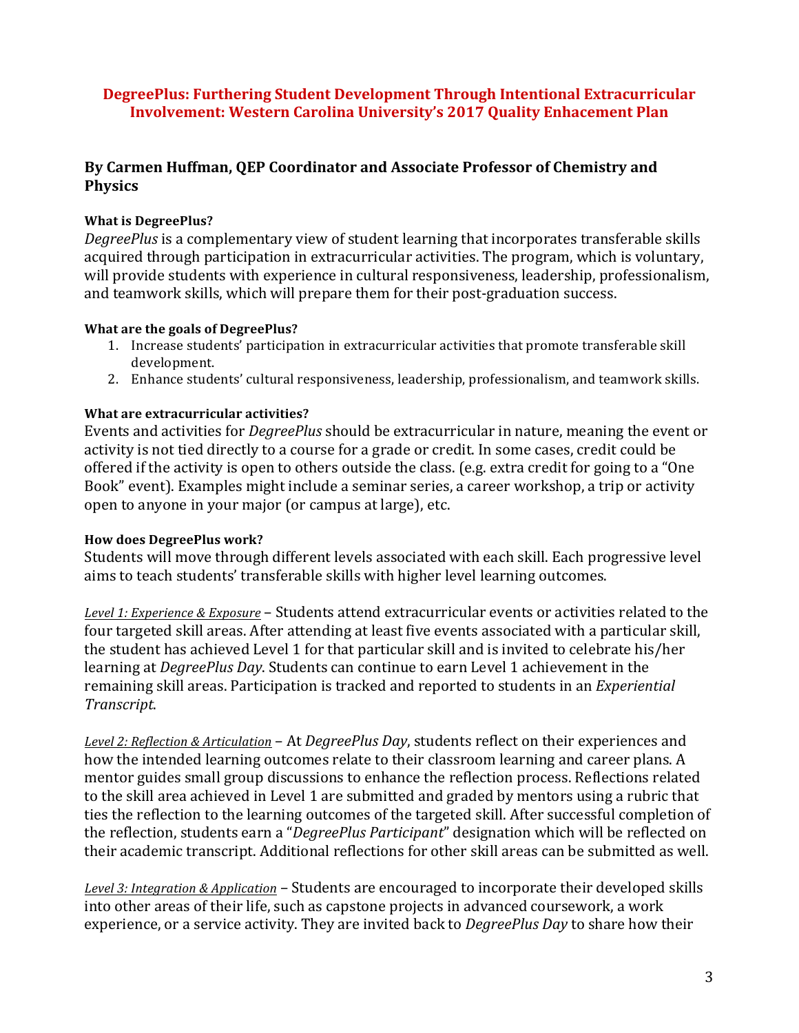## DegreePlus: Furthering Student Development Through Intentional Extracurricular Involvement: Western Carolina University's 2017 Quality Enhacement Plan

### By Carmen Huffman, QEP Coordinator and Associate Professor of Chemistry and Physics

**What is DegreePlus?**

*DegreePlus* is a complementary view of student learning that incorporates transferable skills acquired through participation in extracurricular activities. The program, which is voluntary, will provide students with experience in cultural responsiveness, leadership, professionalism, and teamwork skills, which will prepare them for their post-graduation success.

**What are the goals of DegreePlus?**

1. Increase students' participation in extracurricular activities that promote transferable skill development.
2. Enhance students' cultural responsiveness, leadership, professionalism, and teamwork skills.

**What are extracurricular activities?**

Events and activities for *DegreePlus* should be extracurricular in nature, meaning the event or activity is not tied directly to a course for a grade or credit. In some cases, credit could be offered if the activity is open to others outside the class. (e.g. extra credit for going to a "One Book" event). Examples might include a seminar series, a career workshop, a trip or activity open to anyone in your major (or campus at large), etc.

**How does DegreePlus work?**

Students will move through different levels associated with each skill. Each progressive level aims to teach students' transferable skills with higher level learning outcomes.

*Level 1: Experience & Exposure* – Students attend extracurricular events or activities related to the four targeted skill areas. After attending at least five events associated with a particular skill, the student has achieved Level 1 for that particular skill and is invited to celebrate his/her learning at *DegreePlus Day*. Students can continue to earn Level 1 achievement in the remaining skill areas. Participation is tracked and reported to students in an *Experiential Transcript*.

*Level 2: Reflection & Articulation* – At *DegreePlus Day*, students reflect on their experiences and how the intended learning outcomes relate to their classroom learning and career plans. A mentor guides small group discussions to enhance the reflection process. Reflections related to the skill area achieved in Level 1 are submitted and graded by mentors using a rubric that ties the reflection to the learning outcomes of the targeted skill. After successful completion of the reflection, students earn a "*DegreePlus Participant*" designation which will be reflected on their academic transcript. Additional reflections for other skill areas can be submitted as well.

*Level 3: Integration & Application* – Students are encouraged to incorporate their developed skills into other areas of their life, such as capstone projects in advanced coursework, a work experience, or a service activity. They are invited back to *DegreePlus Day* to share how their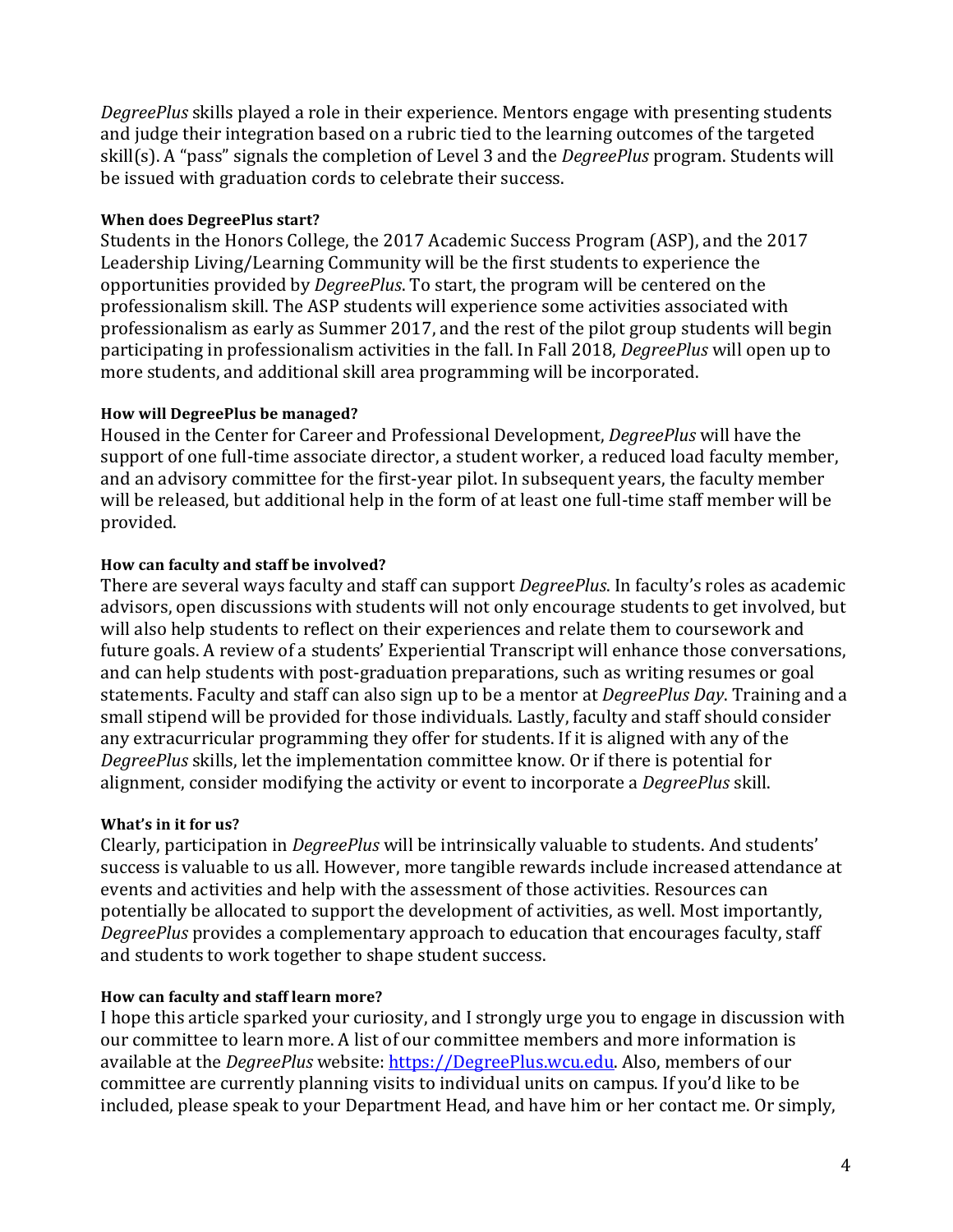*DegreePlus* skills played a role in their experience. Mentors engage with presenting students and judge their integration based on a rubric tied to the learning outcomes of the targeted skill(s). A "pass" signals the completion of Level 3 and the *DegreePlus* program. Students will be issued with graduation cords to celebrate their success.

**When does DegreePlus start?**
Students in the Honors College, the 2017 Academic Success Program (ASP), and the 2017 Leadership Living/Learning Community will be the first students to experience the opportunities provided by *DegreePlus*. To start, the program will be centered on the professionalism skill. The ASP students will experience some activities associated with professionalism as early as Summer 2017, and the rest of the pilot group students will begin participating in professionalism activities in the fall. In Fall 2018, *DegreePlus* will open up to more students, and additional skill area programming will be incorporated.

**How will DegreePlus be managed?**
Housed in the Center for Career and Professional Development, *DegreePlus* will have the support of one full-time associate director, a student worker, a reduced load faculty member, and an advisory committee for the first-year pilot. In subsequent years, the faculty member will be released, but additional help in the form of at least one full-time staff member will be provided.

**How can faculty and staff be involved?**
There are several ways faculty and staff can support *DegreePlus*. In faculty's roles as academic advisors, open discussions with students will not only encourage students to get involved, but will also help students to reflect on their experiences and relate them to coursework and future goals. A review of a students' Experiential Transcript will enhance those conversations, and can help students with post-graduation preparations, such as writing resumes or goal statements. Faculty and staff can also sign up to be a mentor at *DegreePlus Day*. Training and a small stipend will be provided for those individuals. Lastly, faculty and staff should consider any extracurricular programming they offer for students. If it is aligned with any of the *DegreePlus* skills, let the implementation committee know. Or if there is potential for alignment, consider modifying the activity or event to incorporate a *DegreePlus* skill.

**What's in it for us?**
Clearly, participation in *DegreePlus* will be intrinsically valuable to students. And students' success is valuable to us all. However, more tangible rewards include increased attendance at events and activities and help with the assessment of those activities. Resources can potentially be allocated to support the development of activities, as well. Most importantly, *DegreePlus* provides a complementary approach to education that encourages faculty, staff and students to work together to shape student success.

**How can faculty and staff learn more?**
I hope this article sparked your curiosity, and I strongly urge you to engage in discussion with our committee to learn more. A list of our committee members and more information is available at the *DegreePlus* website: [https://DegreePlus.wcu.edu](https://DegreePlus.wcu.edu). Also, members of our committee are currently planning visits to individual units on campus. If you'd like to be included, please speak to your Department Head, and have him or her contact me. Or simply,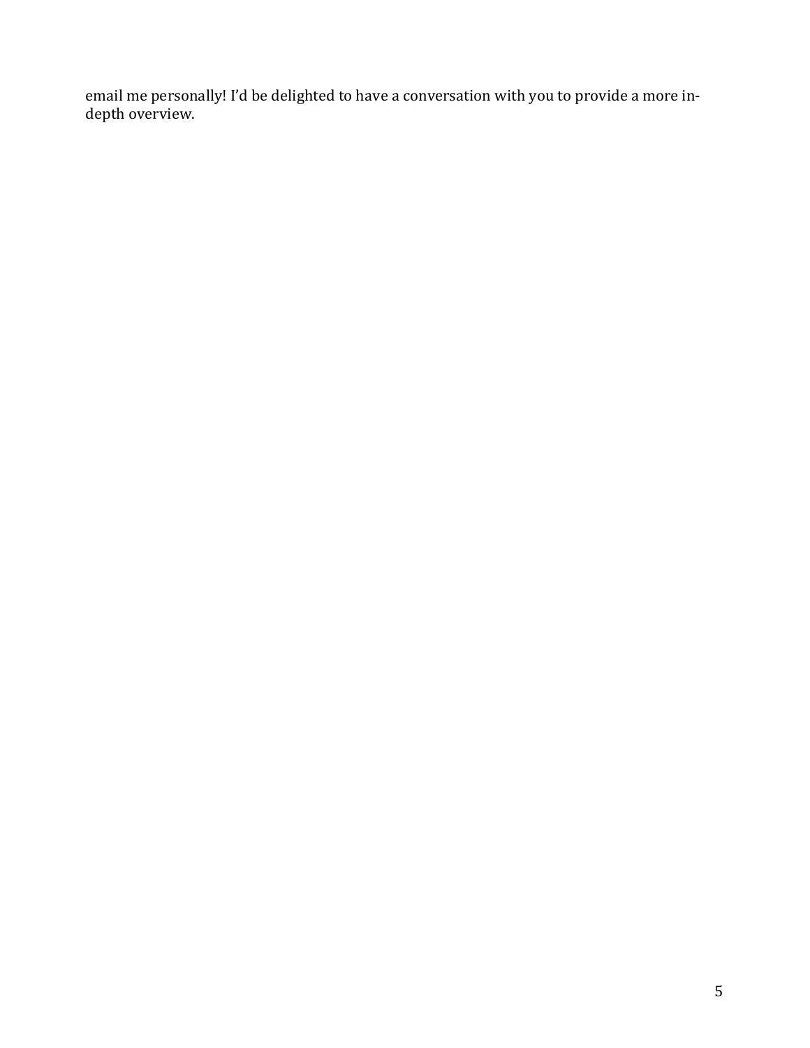email me personally! I'd be delighted to have a conversation with you to provide a more in-depth overview.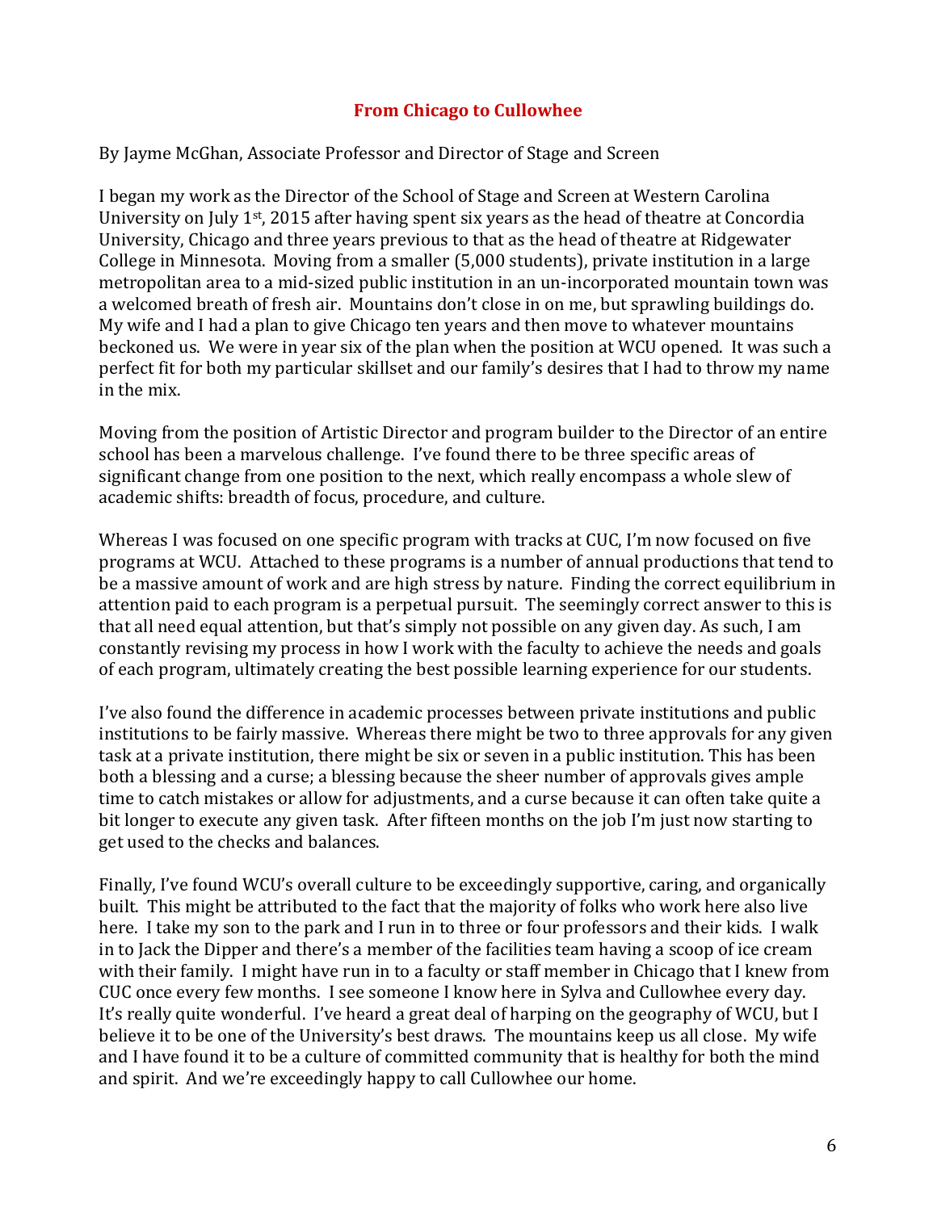## From Chicago to Cullowhee

By Jayme McGhan, Associate Professor and Director of Stage and Screen

I began my work as the Director of the School of Stage and Screen at Western Carolina University on July 1st, 2015 after having spent six years as the head of theatre at Concordia University, Chicago and three years previous to that as the head of theatre at Ridgewater College in Minnesota. Moving from a smaller (5,000 students), private institution in a large metropolitan area to a mid-sized public institution in an un-incorporated mountain town was a welcomed breath of fresh air. Mountains don't close in on me, but sprawling buildings do. My wife and I had a plan to give Chicago ten years and then move to whatever mountains beckoned us. We were in year six of the plan when the position at WCU opened. It was such a perfect fit for both my particular skillset and our family's desires that I had to throw my name in the mix.

Moving from the position of Artistic Director and program builder to the Director of an entire school has been a marvelous challenge. I've found there to be three specific areas of significant change from one position to the next, which really encompass a whole slew of academic shifts: breadth of focus, procedure, and culture.

Whereas I was focused on one specific program with tracks at CUC, I'm now focused on five programs at WCU. Attached to these programs is a number of annual productions that tend to be a massive amount of work and are high stress by nature. Finding the correct equilibrium in attention paid to each program is a perpetual pursuit. The seemingly correct answer to this is that all need equal attention, but that's simply not possible on any given day. As such, I am constantly revising my process in how I work with the faculty to achieve the needs and goals of each program, ultimately creating the best possible learning experience for our students.

I've also found the difference in academic processes between private institutions and public institutions to be fairly massive. Whereas there might be two to three approvals for any given task at a private institution, there might be six or seven in a public institution. This has been both a blessing and a curse; a blessing because the sheer number of approvals gives ample time to catch mistakes or allow for adjustments, and a curse because it can often take quite a bit longer to execute any given task. After fifteen months on the job I'm just now starting to get used to the checks and balances.

Finally, I've found WCU's overall culture to be exceedingly supportive, caring, and organically built. This might be attributed to the fact that the majority of folks who work here also live here. I take my son to the park and I run in to three or four professors and their kids. I walk in to Jack the Dipper and there's a member of the facilities team having a scoop of ice cream with their family. I might have run in to a faculty or staff member in Chicago that I knew from CUC once every few months. I see someone I know here in Sylva and Cullowhee every day. It's really quite wonderful. I've heard a great deal of harping on the geography of WCU, but I believe it to be one of the University's best draws. The mountains keep us all close. My wife and I have found it to be a culture of committed community that is healthy for both the mind and spirit. And we're exceedingly happy to call Cullowhee our home.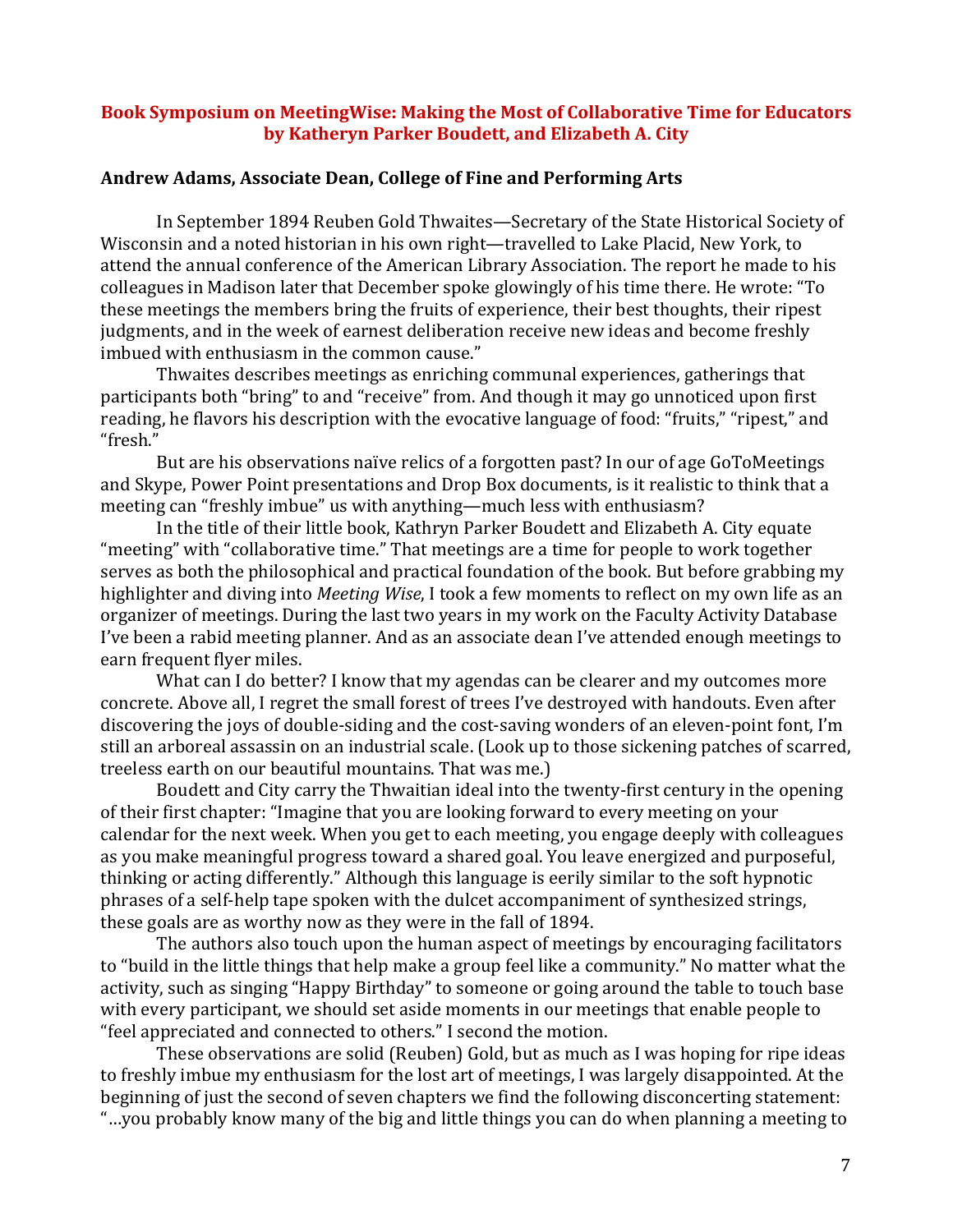**Book Symposium on MeetingWise: Making the Most of Collaborative Time for Educators by Katheryn Parker Boudett, and Elizabeth A. City**

**Andrew Adams, Associate Dean, College of Fine and Performing Arts**

In September 1894 Reuben Gold Thwaites—Secretary of the State Historical Society of Wisconsin and a noted historian in his own right—travelled to Lake Placid, New York, to attend the annual conference of the American Library Association. The report he made to his colleagues in Madison later that December spoke glowingly of his time there. He wrote: "To these meetings the members bring the fruits of experience, their best thoughts, their ripest judgments, and in the week of earnest deliberation receive new ideas and become freshly imbued with enthusiasm in the common cause."

Thwaites describes meetings as enriching communal experiences, gatherings that participants both "bring" to and "receive" from. And though it may go unnoticed upon first reading, he flavors his description with the evocative language of food: "fruits," "ripest," and "fresh."

But are his observations naïve relics of a forgotten past? In our of age GoToMeetings and Skype, Power Point presentations and Drop Box documents, is it realistic to think that a meeting can "freshly imbue" us with anything—much less with enthusiasm?

In the title of their little book, Kathryn Parker Boudett and Elizabeth A. City equate "meeting" with "collaborative time." That meetings are a time for people to work together serves as both the philosophical and practical foundation of the book. But before grabbing my highlighter and diving into *Meeting Wise*, I took a few moments to reflect on my own life as an organizer of meetings. During the last two years in my work on the Faculty Activity Database I've been a rabid meeting planner. And as an associate dean I've attended enough meetings to earn frequent flyer miles.

What can I do better? I know that my agendas can be clearer and my outcomes more concrete. Above all, I regret the small forest of trees I've destroyed with handouts. Even after discovering the joys of double-siding and the cost-saving wonders of an eleven-point font, I'm still an arboreal assassin on an industrial scale. (Look up to those sickening patches of scarred, treeless earth on our beautiful mountains. That was me.)

Boudett and City carry the Thwaitian ideal into the twenty-first century in the opening of their first chapter: "Imagine that you are looking forward to every meeting on your calendar for the next week. When you get to each meeting, you engage deeply with colleagues as you make meaningful progress toward a shared goal. You leave energized and purposeful, thinking or acting differently." Although this language is eerily similar to the soft hypnotic phrases of a self-help tape spoken with the dulcet accompaniment of synthesized strings, these goals are as worthy now as they were in the fall of 1894.

The authors also touch upon the human aspect of meetings by encouraging facilitators to "build in the little things that help make a group feel like a community." No matter what the activity, such as singing "Happy Birthday" to someone or going around the table to touch base with every participant, we should set aside moments in our meetings that enable people to "feel appreciated and connected to others." I second the motion.

These observations are solid (Reuben) Gold, but as much as I was hoping for ripe ideas to freshly imbue my enthusiasm for the lost art of meetings, I was largely disappointed. At the beginning of just the second of seven chapters we find the following disconcerting statement: "…you probably know many of the big and little things you can do when planning a meeting to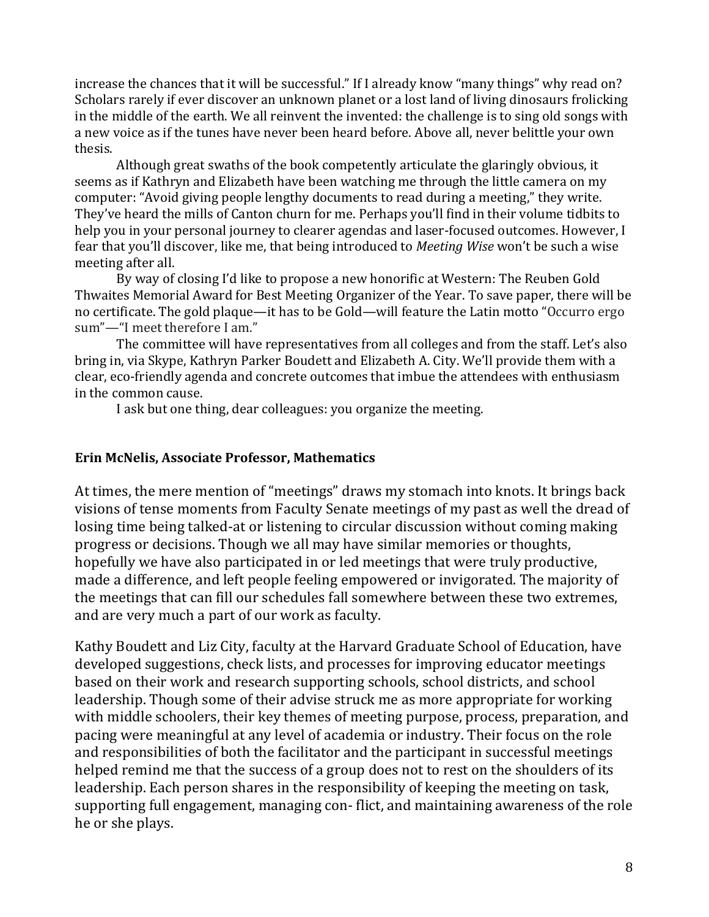increase the chances that it will be successful." If I already know "many things" why read on? Scholars rarely if ever discover an unknown planet or a lost land of living dinosaurs frolicking in the middle of the earth. We all reinvent the invented: the challenge is to sing old songs with a new voice as if the tunes have never been heard before. Above all, never belittle your own thesis.

Although great swaths of the book competently articulate the glaringly obvious, it seems as if Kathryn and Elizabeth have been watching me through the little camera on my computer: "Avoid giving people lengthy documents to read during a meeting," they write. They've heard the mills of Canton churn for me. Perhaps you'll find in their volume tidbits to help you in your personal journey to clearer agendas and laser-focused outcomes. However, I fear that you'll discover, like me, that being introduced to *Meeting Wise* won't be such a wise meeting after all.

By way of closing I'd like to propose a new honorific at Western: The Reuben Gold Thwaites Memorial Award for Best Meeting Organizer of the Year. To save paper, there will be no certificate. The gold plaque—it has to be Gold—will feature the Latin motto "Occurro ergo sum"—"I meet therefore I am."

The committee will have representatives from all colleges and from the staff. Let's also bring in, via Skype, Kathryn Parker Boudett and Elizabeth A. City. We'll provide them with a clear, eco-friendly agenda and concrete outcomes that imbue the attendees with enthusiasm in the common cause.

I ask but one thing, dear colleagues: you organize the meeting.

**Erin McNelis, Associate Professor, Mathematics**

At times, the mere mention of "meetings" draws my stomach into knots. It brings back visions of tense moments from Faculty Senate meetings of my past as well the dread of losing time being talked-at or listening to circular discussion without coming making progress or decisions. Though we all may have similar memories or thoughts, hopefully we have also participated in or led meetings that were truly productive, made a difference, and left people feeling empowered or invigorated. The majority of the meetings that can fill our schedules fall somewhere between these two extremes, and are very much a part of our work as faculty.

Kathy Boudett and Liz City, faculty at the Harvard Graduate School of Education, have developed suggestions, check lists, and processes for improving educator meetings based on their work and research supporting schools, school districts, and school leadership. Though some of their advise struck me as more appropriate for working with middle schoolers, their key themes of meeting purpose, process, preparation, and pacing were meaningful at any level of academia or industry. Their focus on the role and responsibilities of both the facilitator and the participant in successful meetings helped remind me that the success of a group does not to rest on the shoulders of its leadership. Each person shares in the responsibility of keeping the meeting on task, supporting full engagement, managing con- flict, and maintaining awareness of the role he or she plays.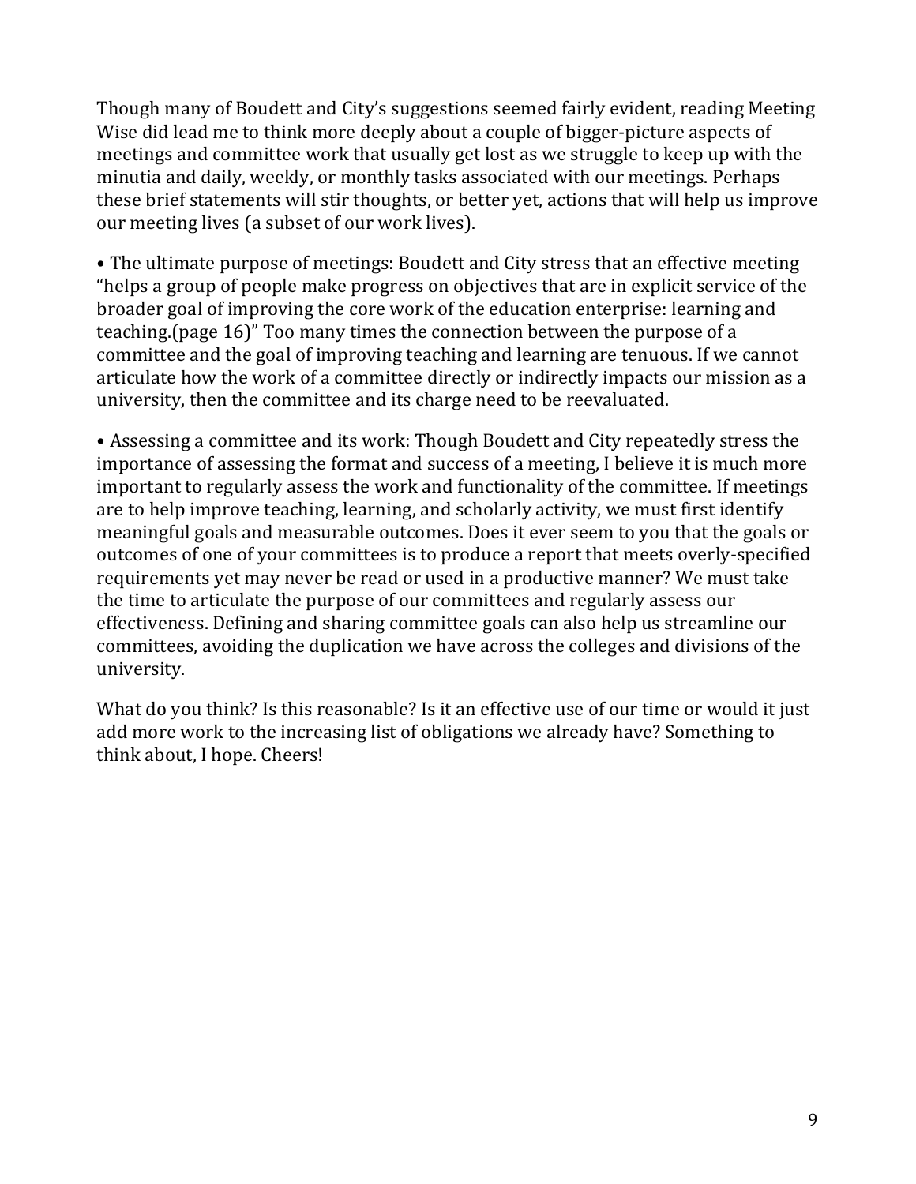Though many of Boudett and City's suggestions seemed fairly evident, reading Meeting Wise did lead me to think more deeply about a couple of bigger-picture aspects of meetings and committee work that usually get lost as we struggle to keep up with the minutia and daily, weekly, or monthly tasks associated with our meetings. Perhaps these brief statements will stir thoughts, or better yet, actions that will help us improve our meeting lives (a subset of our work lives).

- The ultimate purpose of meetings: Boudett and City stress that an effective meeting "helps a group of people make progress on objectives that are in explicit service of the broader goal of improving the core work of the education enterprise: learning and teaching.(page 16)" Too many times the connection between the purpose of a committee and the goal of improving teaching and learning are tenuous. If we cannot articulate how the work of a committee directly or indirectly impacts our mission as a university, then the committee and its charge need to be reevaluated.

- Assessing a committee and its work: Though Boudett and City repeatedly stress the importance of assessing the format and success of a meeting, I believe it is much more important to regularly assess the work and functionality of the committee. If meetings are to help improve teaching, learning, and scholarly activity, we must first identify meaningful goals and measurable outcomes. Does it ever seem to you that the goals or outcomes of one of your committees is to produce a report that meets overly-specified requirements yet may never be read or used in a productive manner? We must take the time to articulate the purpose of our committees and regularly assess our effectiveness. Defining and sharing committee goals can also help us streamline our committees, avoiding the duplication we have across the colleges and divisions of the university.

What do you think? Is this reasonable? Is it an effective use of our time or would it just add more work to the increasing list of obligations we already have? Something to think about, I hope. Cheers!